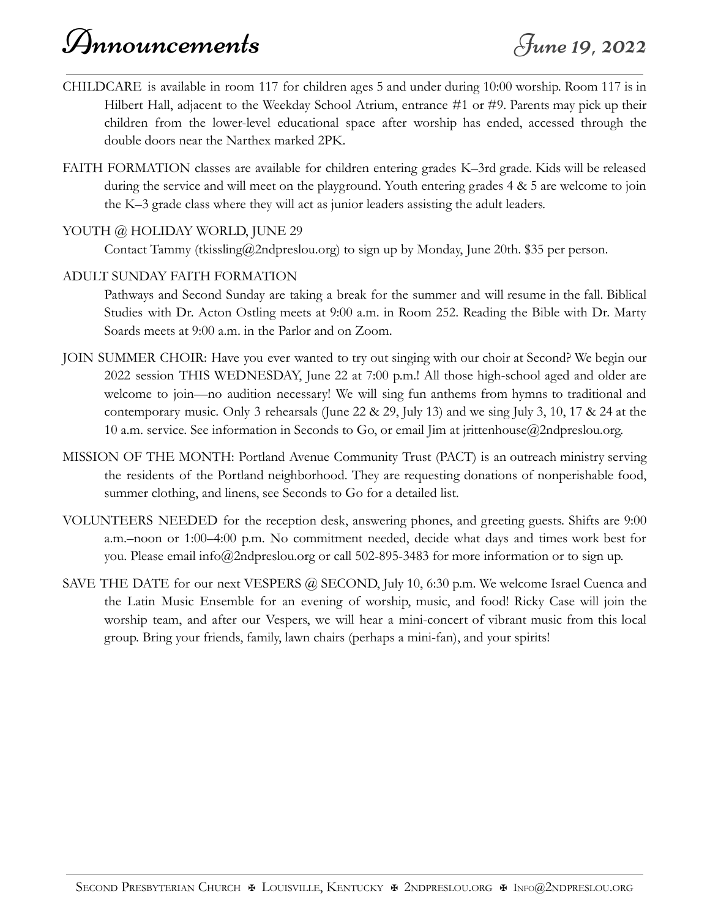# Announcements

*June 19, 2022*

CHILDCARE is available in room 117 for children ages 5 and under during 10:00 worship. Room 117 is in Hilbert Hall, adjacent to the Weekday School Atrium, entrance #1 or #9. Parents may pick up their children from the lower-level educational space after worship has ended, accessed through the double doors near the Narthex marked 2PK.

FAITH FORMATION classes are available for children entering grades K–3rd grade. Kids will be released during the service and will meet on the playground. Youth entering grades 4 & 5 are welcome to join the K–3 grade class where they will act as junior leaders assisting the adult leaders.

YOUTH @ HOLIDAY WORLD, JUNE 29

Contact Tammy (tkissling@2ndpreslou.org) to sign up by Monday, June 20th. $35 per person.

ADULT SUNDAY FAITH FORMATION

Pathways and Second Sunday are taking a break for the summer and will resume in the fall. Biblical Studies with Dr. Acton Ostling meets at 9:00 a.m. in Room 252. Reading the Bible with Dr. Marty Soards meets at 9:00 a.m. in the Parlor and on Zoom.

JOIN SUMMER CHOIR: Have you ever wanted to try out singing with our choir at Second? We begin our 2022 session THIS WEDNESDAY, June 22 at 7:00 p.m.! All those high-school aged and older are welcome to join—no audition necessary! We will sing fun anthems from hymns to traditional and contemporary music. Only 3 rehearsals (June 22 & 29, July 13) and we sing July 3, 10, 17 & 24 at the 10 a.m. service. See information in Seconds to Go, or email Jim at jrittenhouse@2ndpreslou.org.

MISSION OF THE MONTH: Portland Avenue Community Trust (PACT) is an outreach ministry serving the residents of the Portland neighborhood. They are requesting donations of nonperishable food, summer clothing, and linens, see Seconds to Go for a detailed list.

VOLUNTEERS NEEDED for the reception desk, answering phones, and greeting guests. Shifts are 9:00 a.m.–noon or 1:00–4:00 p.m. No commitment needed, decide what days and times work best for you. Please email info@2ndpreslou.org or call 502-895-3483 for more information or to sign up.

SAVE THE DATE for our next VESPERS @ SECOND, July 10, 6:30 p.m. We welcome Israel Cuenca and the Latin Music Ensemble for an evening of worship, music, and food! Ricky Case will join the worship team, and after our Vespers, we will hear a mini-concert of vibrant music from this local group. Bring your friends, family, lawn chairs (perhaps a mini-fan), and your spirits!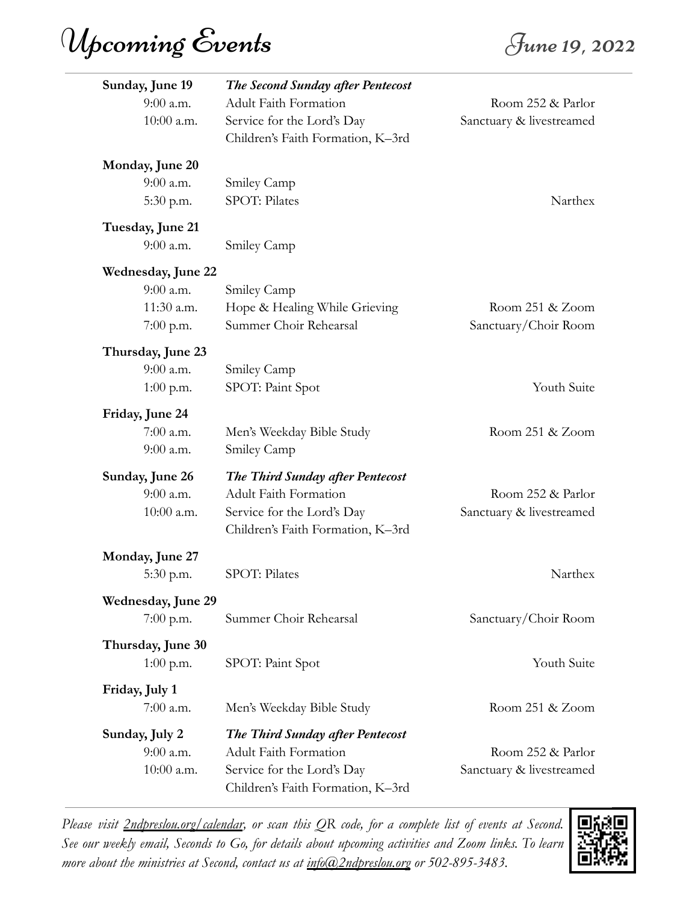# *Upcoming Events*

*June 19, 2022*

| | | |
|---|---|---|
| **Sunday, June 19** | ***The Second Sunday after Pentecost*** | |
| 9:00 a.m. | Adult Faith Formation | Room 252 & Parlor |
| 10:00 a.m. | Service for the Lord's Day | Sanctuary & livestreamed |
| | Children's Faith Formation, K–3rd | |
| **Monday, June 20** | | |
| 9:00 a.m. | Smiley Camp | |
| 5:30 p.m. | SPOT: Pilates | Narthex |
| **Tuesday, June 21** | | |
| 9:00 a.m. | Smiley Camp | |
| **Wednesday, June 22** | | |
| 9:00 a.m. | Smiley Camp | |
| 11:30 a.m. | Hope & Healing While Grieving | Room 251 & Zoom |
| 7:00 p.m. | Summer Choir Rehearsal | Sanctuary/Choir Room |
| **Thursday, June 23** | | |
| 9:00 a.m. | Smiley Camp | |
| 1:00 p.m. | SPOT: Paint Spot | Youth Suite |
| **Friday, June 24** | | |
| 7:00 a.m. | Men's Weekday Bible Study | Room 251 & Zoom |
| 9:00 a.m. | Smiley Camp | |
| **Sunday, June 26** | ***The Third Sunday after Pentecost*** | |
| 9:00 a.m. | Adult Faith Formation | Room 252 & Parlor |
| 10:00 a.m. | Service for the Lord's Day | Sanctuary & livestreamed |
| | Children's Faith Formation, K–3rd | |
| **Monday, June 27** | | |
| 5:30 p.m. | SPOT: Pilates | Narthex |
| **Wednesday, June 29** | | |
| 7:00 p.m. | Summer Choir Rehearsal | Sanctuary/Choir Room |
| **Thursday, June 30** | | |
| 1:00 p.m. | SPOT: Paint Spot | Youth Suite |
| **Friday, July 1** | | |
| 7:00 a.m. | Men's Weekday Bible Study | Room 251 & Zoom |
| **Sunday, July 2** | ***The Third Sunday after Pentecost*** | |
| 9:00 a.m. | Adult Faith Formation | Room 252 & Parlor |
| 10:00 a.m. | Service for the Lord's Day | Sanctuary & livestreamed |
| | Children's Faith Formation, K–3rd | |

*Please visit 2ndpreslou.org/calendar, or scan this QR code, for a complete list of events at Second. See our weekly email, Seconds to Go, for details about upcoming activities and Zoom links. To learn more about the ministries at Second, contact us at info@2ndpreslou.org or 502-895-3483.*